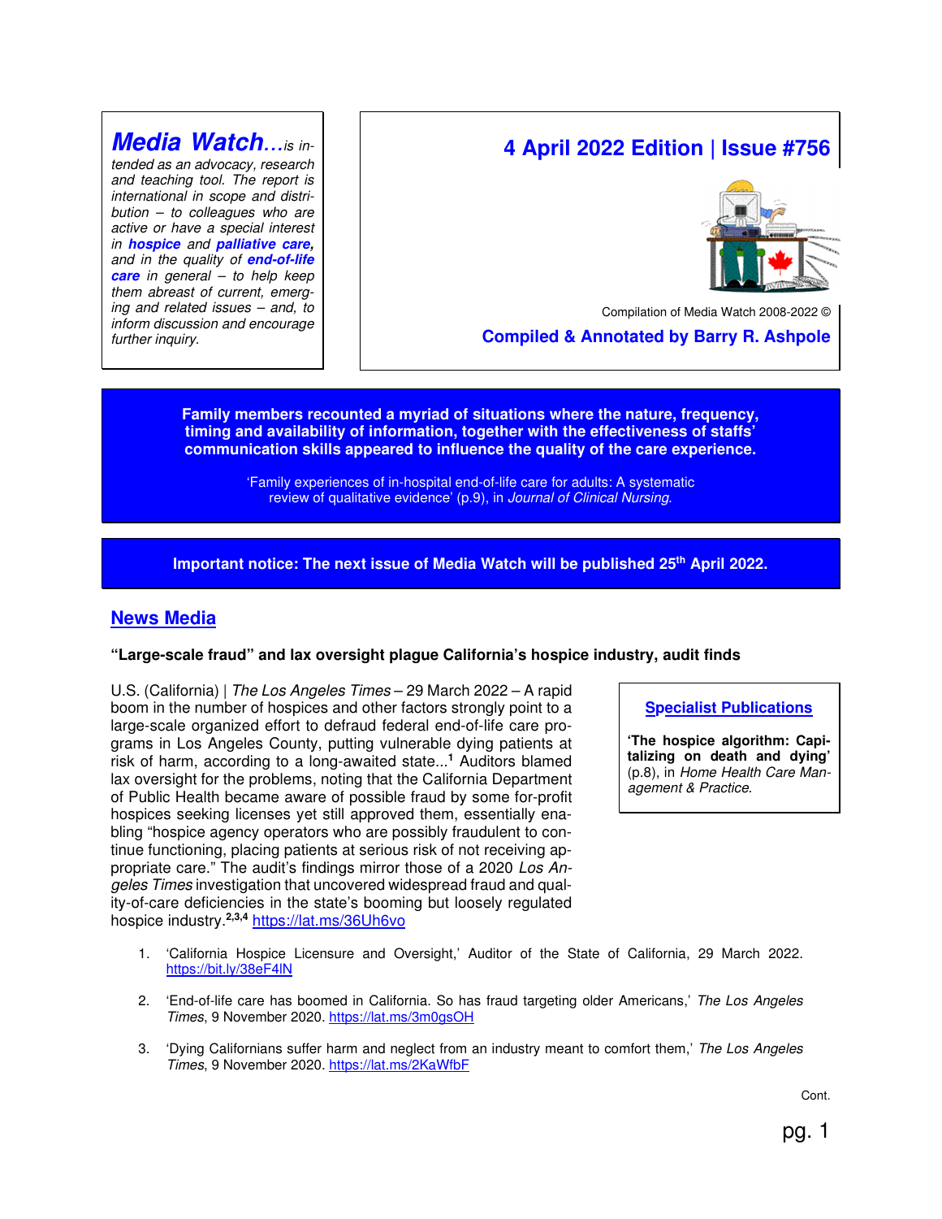**Media Watch...** *is intended as an advocacy, research and teaching tool. The report is international in scope and distribution – to colleagues who are active or have a special interest in* ***hospice*** *and* ***palliative care****, and in the quality of* ***end-of-life care*** *in general – to help keep them abreast of current, emerging and related issues – and, to inform discussion and encourage further inquiry.*

# 4 April 2022 Edition | Issue #756

Compilation of Media Watch 2008-2022 ©

**Compiled & Annotated by Barry R. Ashpole**

**Family members recounted a myriad of situations where the nature, frequency, timing and availability of information, together with the effectiveness of staffs' communication skills appeared to influence the quality of the care experience.**

'Family experiences of in-hospital end-of-life care for adults: A systematic review of qualitative evidence' (p.9), in *Journal of Clinical Nursing*.

**Important notice: The next issue of Media Watch will be published 25th April 2022.**

## News Media

### "Large-scale fraud" and lax oversight plague California's hospice industry, audit finds

U.S. (California) | *The Los Angeles Times* – 29 March 2022 – A rapid boom in the number of hospices and other factors strongly point to a large-scale organized effort to defraud federal end-of-life care programs in Los Angeles County, putting vulnerable dying patients at risk of harm, according to a long-awaited state...[1] Auditors blamed lax oversight for the problems, noting that the California Department of Public Health became aware of possible fraud by some for-profit hospices seeking licenses yet still approved them, essentially enabling "hospice agency operators who are possibly fraudulent to continue functioning, placing patients at serious risk of not receiving appropriate care." The audit's findings mirror those of a 2020 *Los Angeles Times* investigation that uncovered widespread fraud and quality-of-care deficiencies in the state's booming but loosely regulated hospice industry.[2,3,4] https://lat.ms/36Uh6vo

**Specialist Publications**

**'The hospice algorithm: Capitalizing on death and dying'** (p.8), in *Home Health Care Management & Practice*.

1. 'California Hospice Licensure and Oversight,' Auditor of the State of California, 29 March 2022. https://bit.ly/38eF4lN
2. 'End-of-life care has boomed in California. So has fraud targeting older Americans,' *The Los Angeles Times*, 9 November 2020. https://lat.ms/3m0gsOH
3. 'Dying Californians suffer harm and neglect from an industry meant to comfort them,' *The Los Angeles Times*, 9 November 2020. https://lat.ms/2KaWfbF

Cont.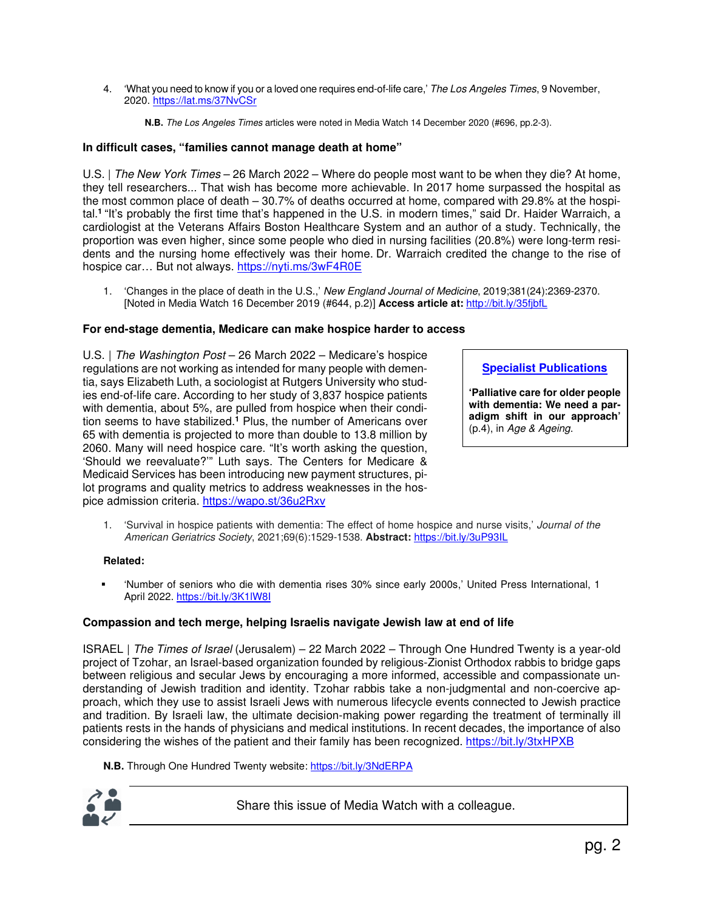4. 'What you need to know if you or a loved one requires end-of-life care,' *The Los Angeles Times*, 9 November, 2020. https://lat.ms/37NvCSr

**N.B.** *The Los Angeles Times* articles were noted in Media Watch 14 December 2020 (#696, pp.2-3).

### In difficult cases, "families cannot manage death at home"

U.S. | *The New York Times* – 26 March 2022 – Where do people most want to be when they die? At home, they tell researchers... That wish has become more achievable. In 2017 home surpassed the hospital as the most common place of death – 30.7% of deaths occurred at home, compared with 29.8% at the hospital.[1] "It's probably the first time that's happened in the U.S. in modern times," said Dr. Haider Warraich, a cardiologist at the Veterans Affairs Boston Healthcare System and an author of a study. Technically, the proportion was even higher, since some people who died in nursing facilities (20.8%) were long-term residents and the nursing home effectively was their home. Dr. Warraich credited the change to the rise of hospice car… But not always. https://nyti.ms/3wF4R0E

1. 'Changes in the place of death in the U.S.,' *New England Journal of Medicine*, 2019;381(24):2369-2370. [Noted in Media Watch 16 December 2019 (#644, p.2)] **Access article at:** http://bit.ly/35fjbfL

### For end-stage dementia, Medicare can make hospice harder to access

U.S. | *The Washington Post* – 26 March 2022 – Medicare's hospice regulations are not working as intended for many people with dementia, says Elizabeth Luth, a sociologist at Rutgers University who studies end-of-life care. According to her study of 3,837 hospice patients with dementia, about 5%, are pulled from hospice when their condition seems to have stabilized.[1] Plus, the number of Americans over 65 with dementia is projected to more than double to 13.8 million by 2060. Many will need hospice care. "It's worth asking the question, 'Should we reevaluate?'" Luth says. The Centers for Medicare & Medicaid Services has been introducing new payment structures, pilot programs and quality metrics to address weaknesses in the hospice admission criteria. https://wapo.st/36u2Rxv

1. 'Survival in hospice patients with dementia: The effect of home hospice and nurse visits,' *Journal of the American Geriatrics Society*, 2021;69(6):1529-1538. **Abstract:** https://bit.ly/3uP93IL

**Specialist Publications**

**'Palliative care for older people with dementia: We need a paradigm shift in our approach'** (p.4), in *Age & Ageing*.

**Related:**

- 'Number of seniors who die with dementia rises 30% since early 2000s,' United Press International, 1 April 2022. https://bit.ly/3K1lW8I

### Compassion and tech merge, helping Israelis navigate Jewish law at end of life

ISRAEL | *The Times of Israel* (Jerusalem) – 22 March 2022 – Through One Hundred Twenty is a year-old project of Tzohar, an Israel-based organization founded by religious-Zionist Orthodox rabbis to bridge gaps between religious and secular Jews by encouraging a more informed, accessible and compassionate understanding of Jewish tradition and identity. Tzohar rabbis take a non-judgmental and non-coercive approach, which they use to assist Israeli Jews with numerous lifecycle events connected to Jewish practice and tradition. By Israeli law, the ultimate decision-making power regarding the treatment of terminally ill patients rests in the hands of physicians and medical institutions. In recent decades, the importance of also considering the wishes of the patient and their family has been recognized. https://bit.ly/3txHPXB

**N.B.** Through One Hundred Twenty website: https://bit.ly/3NdERPA

Share this issue of Media Watch with a colleague.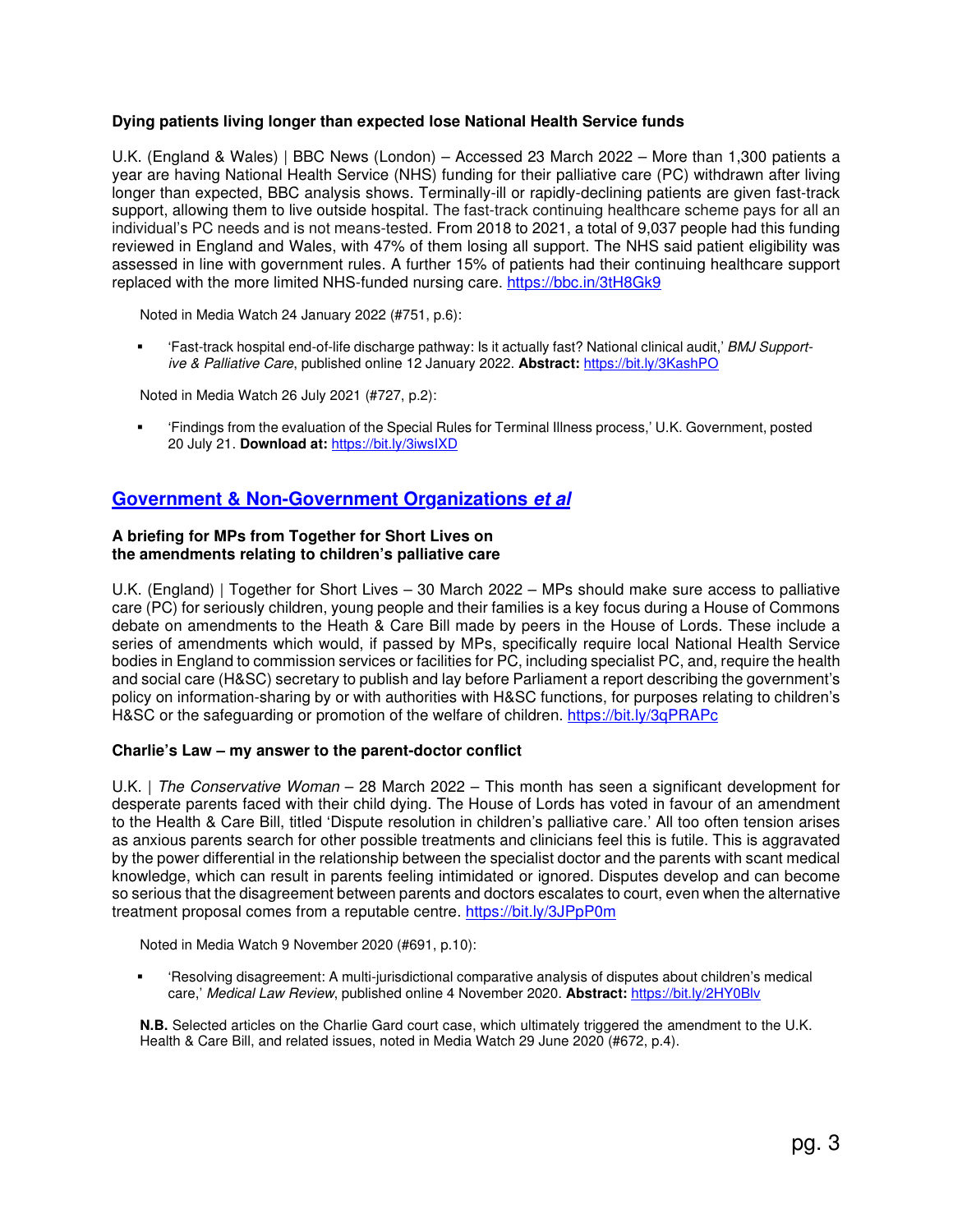### Dying patients living longer than expected lose National Health Service funds

U.K. (England & Wales) | BBC News (London) – Accessed 23 March 2022 – More than 1,300 patients a year are having National Health Service (NHS) funding for their palliative care (PC) withdrawn after living longer than expected, BBC analysis shows. Terminally-ill or rapidly-declining patients are given fast-track support, allowing them to live outside hospital. The fast-track continuing healthcare scheme pays for all an individual's PC needs and is not means-tested. From 2018 to 2021, a total of 9,037 people had this funding reviewed in England and Wales, with 47% of them losing all support. The NHS said patient eligibility was assessed in line with government rules. A further 15% of patients had their continuing healthcare support replaced with the more limited NHS-funded nursing care. https://bbc.in/3tH8Gk9

Noted in Media Watch 24 January 2022 (#751, p.6):

- 'Fast-track hospital end-of-life discharge pathway: Is it actually fast? National clinical audit,' *BMJ Supportive & Palliative Care*, published online 12 January 2022. **Abstract:** https://bit.ly/3KashPO

Noted in Media Watch 26 July 2021 (#727, p.2):

- 'Findings from the evaluation of the Special Rules for Terminal Illness process,' U.K. Government, posted 20 July 21. **Download at:** https://bit.ly/3iwsIXD

## Government & Non-Government Organizations *et al*

### A briefing for MPs from Together for Short Lives on the amendments relating to children's palliative care

U.K. (England) | Together for Short Lives – 30 March 2022 – MPs should make sure access to palliative care (PC) for seriously children, young people and their families is a key focus during a House of Commons debate on amendments to the Heath & Care Bill made by peers in the House of Lords. These include a series of amendments which would, if passed by MPs, specifically require local National Health Service bodies in England to commission services or facilities for PC, including specialist PC, and, require the health and social care (H&SC) secretary to publish and lay before Parliament a report describing the government's policy on information-sharing by or with authorities with H&SC functions, for purposes relating to children's H&SC or the safeguarding or promotion of the welfare of children. https://bit.ly/3qPRAPc

### Charlie's Law – my answer to the parent-doctor conflict

U.K. | *The Conservative Woman* – 28 March 2022 – This month has seen a significant development for desperate parents faced with their child dying. The House of Lords has voted in favour of an amendment to the Health & Care Bill, titled 'Dispute resolution in children's palliative care.' All too often tension arises as anxious parents search for other possible treatments and clinicians feel this is futile. This is aggravated by the power differential in the relationship between the specialist doctor and the parents with scant medical knowledge, which can result in parents feeling intimidated or ignored. Disputes develop and can become so serious that the disagreement between parents and doctors escalates to court, even when the alternative treatment proposal comes from a reputable centre. https://bit.ly/3JPpP0m

Noted in Media Watch 9 November 2020 (#691, p.10):

- 'Resolving disagreement: A multi-jurisdictional comparative analysis of disputes about children's medical care,' *Medical Law Review*, published online 4 November 2020. **Abstract:** https://bit.ly/2HY0Blv

**N.B.** Selected articles on the Charlie Gard court case, which ultimately triggered the amendment to the U.K. Health & Care Bill, and related issues, noted in Media Watch 29 June 2020 (#672, p.4).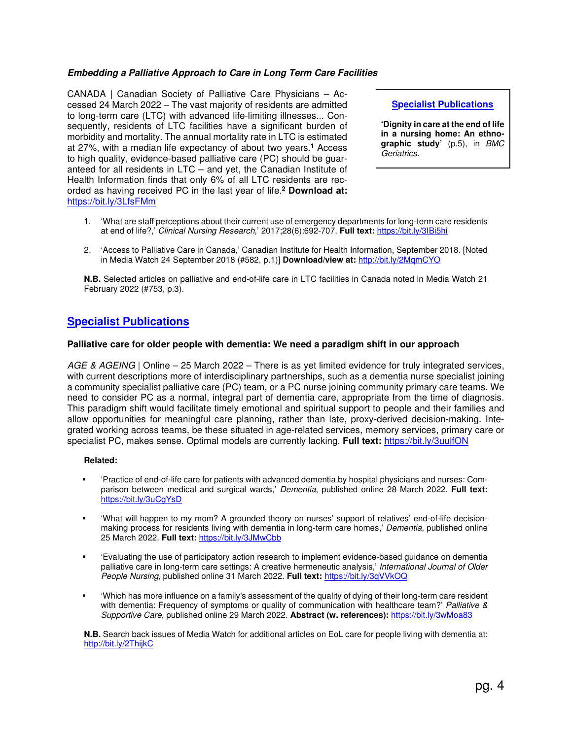***Embedding a Palliative Approach to Care in Long Term Care Facilities***

CANADA | Canadian Society of Palliative Care Physicians – Accessed 24 March 2022 – The vast majority of residents are admitted to long-term care (LTC) with advanced life-limiting illnesses... Consequently, residents of LTC facilities have a significant burden of morbidity and mortality. The annual mortality rate in LTC is estimated at 27%, with a median life expectancy of about two years.[1] Access to high quality, evidence-based palliative care (PC) should be guaranteed for all residents in LTC – and yet, the Canadian Institute of Health Information finds that only 6% of all LTC residents are recorded as having received PC in the last year of life.[2] **Download at:** https://bit.ly/3LfsFMm

**Specialist Publications**

**'Dignity in care at the end of life in a nursing home: An ethnographic study'** (p.5), in *BMC Geriatrics*.

1. 'What are staff perceptions about their current use of emergency departments for long-term care residents at end of life?,' *Clinical Nursing Research*,' 2017;28(6):692-707. **Full text:** https://bit.ly/3IBi5hi

2. 'Access to Palliative Care in Canada,' Canadian Institute for Health Information, September 2018. [Noted in Media Watch 24 September 2018 (#582, p.1)] **Download/view at:** http://bit.ly/2MqmCYO

**N.B.** Selected articles on palliative and end-of-life care in LTC facilities in Canada noted in Media Watch 21 February 2022 (#753, p.3).

## Specialist Publications

**Palliative care for older people with dementia: We need a paradigm shift in our approach**

*AGE & AGEING* | Online – 25 March 2022 – There is as yet limited evidence for truly integrated services, with current descriptions more of interdisciplinary partnerships, such as a dementia nurse specialist joining a community specialist palliative care (PC) team, or a PC nurse joining community primary care teams. We need to consider PC as a normal, integral part of dementia care, appropriate from the time of diagnosis. This paradigm shift would facilitate timely emotional and spiritual support to people and their families and allow opportunities for meaningful care planning, rather than late, proxy-derived decision-making. Integrated working across teams, be these situated in age-related services, memory services, primary care or specialist PC, makes sense. Optimal models are currently lacking. **Full text:** https://bit.ly/3uulfON

**Related:**

- 'Practice of end-of-life care for patients with advanced dementia by hospital physicians and nurses: Comparison between medical and surgical wards,' *Dementia*, published online 28 March 2022. **Full text:** https://bit.ly/3uCgYsD

- 'What will happen to my mom? A grounded theory on nurses' support of relatives' end-of-life decision-making process for residents living with dementia in long-term care homes,' *Dementia*, published online 25 March 2022. **Full text:** https://bit.ly/3JMwCbb

- 'Evaluating the use of participatory action research to implement evidence-based guidance on dementia palliative care in long-term care settings: A creative hermeneutic analysis,' *International Journal of Older People Nursing*, published online 31 March 2022. **Full text:** https://bit.ly/3qVVkOQ

- 'Which has more influence on a family's assessment of the quality of dying of their long-term care resident with dementia: Frequency of symptoms or quality of communication with healthcare team?' *Palliative & Supportive Care*, published online 29 March 2022. **Abstract (w. references):** https://bit.ly/3wMoa83

**N.B.** Search back issues of Media Watch for additional articles on EoL care for people living with dementia at: http://bit.ly/2ThijkC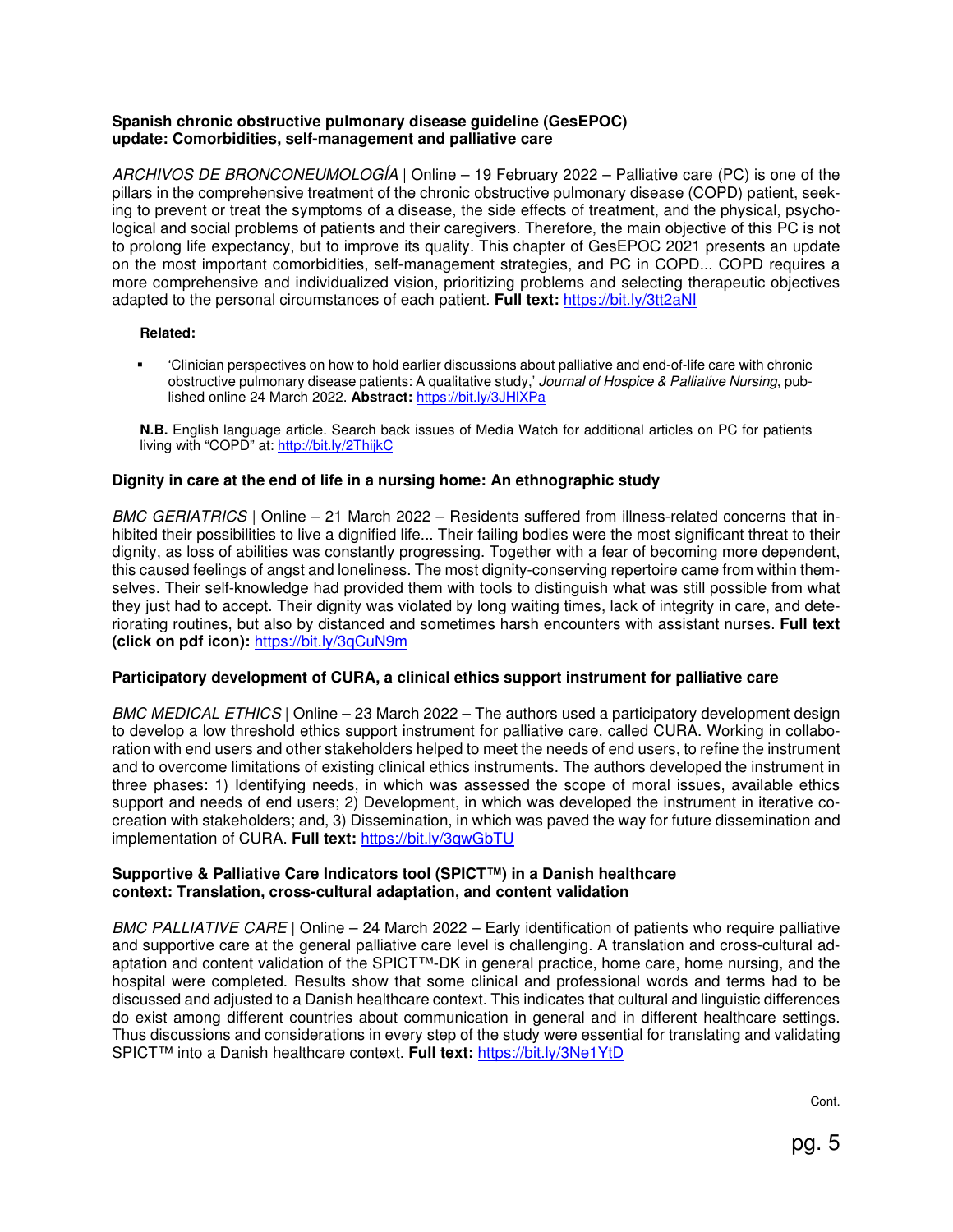**Spanish chronic obstructive pulmonary disease guideline (GesEPOC) update: Comorbidities, self-management and palliative care**

*ARCHIVOS DE BRONCONEUMOLOGÍA* | Online – 19 February 2022 – Palliative care (PC) is one of the pillars in the comprehensive treatment of the chronic obstructive pulmonary disease (COPD) patient, seeking to prevent or treat the symptoms of a disease, the side effects of treatment, and the physical, psychological and social problems of patients and their caregivers. Therefore, the main objective of this PC is not to prolong life expectancy, but to improve its quality. This chapter of GesEPOC 2021 presents an update on the most important comorbidities, self-management strategies, and PC in COPD... COPD requires a more comprehensive and individualized vision, prioritizing problems and selecting therapeutic objectives adapted to the personal circumstances of each patient. **Full text:** https://bit.ly/3tt2aNI

**Related:**

- 'Clinician perspectives on how to hold earlier discussions about palliative and end-of-life care with chronic obstructive pulmonary disease patients: A qualitative study,' *Journal of Hospice & Palliative Nursing*, published online 24 March 2022. **Abstract:** https://bit.ly/3JHlXPa

**N.B.** English language article. Search back issues of Media Watch for additional articles on PC for patients living with "COPD" at: http://bit.ly/2ThijkC

**Dignity in care at the end of life in a nursing home: An ethnographic study**

*BMC GERIATRICS* | Online – 21 March 2022 – Residents suffered from illness-related concerns that inhibited their possibilities to live a dignified life... Their failing bodies were the most significant threat to their dignity, as loss of abilities was constantly progressing. Together with a fear of becoming more dependent, this caused feelings of angst and loneliness. The most dignity-conserving repertoire came from within themselves. Their self-knowledge had provided them with tools to distinguish what was still possible from what they just had to accept. Their dignity was violated by long waiting times, lack of integrity in care, and deteriorating routines, but also by distanced and sometimes harsh encounters with assistant nurses. **Full text (click on pdf icon):** https://bit.ly/3qCuN9m

**Participatory development of CURA, a clinical ethics support instrument for palliative care**

*BMC MEDICAL ETHICS* | Online – 23 March 2022 – The authors used a participatory development design to develop a low threshold ethics support instrument for palliative care, called CURA. Working in collaboration with end users and other stakeholders helped to meet the needs of end users, to refine the instrument and to overcome limitations of existing clinical ethics instruments. The authors developed the instrument in three phases: 1) Identifying needs, in which was assessed the scope of moral issues, available ethics support and needs of end users; 2) Development, in which was developed the instrument in iterative co-creation with stakeholders; and, 3) Dissemination, in which was paved the way for future dissemination and implementation of CURA. **Full text:** https://bit.ly/3qwGbTU

**Supportive & Palliative Care Indicators tool (SPICT™) in a Danish healthcare context: Translation, cross-cultural adaptation, and content validation**

*BMC PALLIATIVE CARE* | Online – 24 March 2022 – Early identification of patients who require palliative and supportive care at the general palliative care level is challenging. A translation and cross-cultural adaptation and content validation of the SPICT™-DK in general practice, home care, home nursing, and the hospital were completed. Results show that some clinical and professional words and terms had to be discussed and adjusted to a Danish healthcare context. This indicates that cultural and linguistic differences do exist among different countries about communication in general and in different healthcare settings. Thus discussions and considerations in every step of the study were essential for translating and validating SPICT™ into a Danish healthcare context. **Full text:** https://bit.ly/3Ne1YtD

Cont.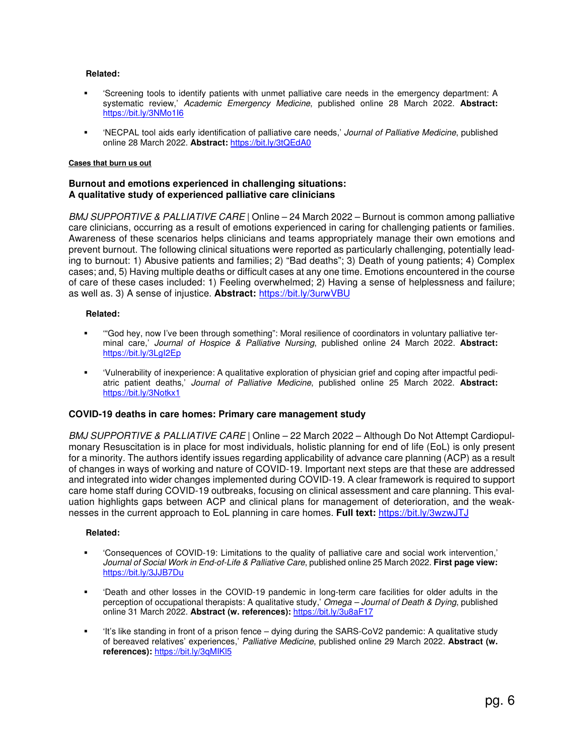**Related:**

- 'Screening tools to identify patients with unmet palliative care needs in the emergency department: A systematic review,' *Academic Emergency Medicine*, published online 28 March 2022. **Abstract:** https://bit.ly/3NMo1I6

- 'NECPAL tool aids early identification of palliative care needs,' *Journal of Palliative Medicine*, published online 28 March 2022. **Abstract:** https://bit.ly/3tQEdA0

**Cases that burn us out**

### Burnout and emotions experienced in challenging situations: A qualitative study of experienced palliative care clinicians

*BMJ SUPPORTIVE & PALLIATIVE CARE* | Online – 24 March 2022 – Burnout is common among palliative care clinicians, occurring as a result of emotions experienced in caring for challenging patients or families. Awareness of these scenarios helps clinicians and teams appropriately manage their own emotions and prevent burnout. The following clinical situations were reported as particularly challenging, potentially leading to burnout: 1) Abusive patients and families; 2) "Bad deaths"; 3) Death of young patients; 4) Complex cases; and, 5) Having multiple deaths or difficult cases at any one time. Emotions encountered in the course of care of these cases included: 1) Feeling overwhelmed; 2) Having a sense of helplessness and failure; as well as. 3) A sense of injustice. **Abstract:** https://bit.ly/3urwVBU

**Related:**

- '"God hey, now I've been through something": Moral resilience of coordinators in voluntary palliative terminal care,' *Journal of Hospice & Palliative Nursing*, published online 24 March 2022. **Abstract:** https://bit.ly/3LgI2Ep

- 'Vulnerability of inexperience: A qualitative exploration of physician grief and coping after impactful pediatric patient deaths,' *Journal of Palliative Medicine*, published online 25 March 2022. **Abstract:** https://bit.ly/3Notkx1

### COVID-19 deaths in care homes: Primary care management study

*BMJ SUPPORTIVE & PALLIATIVE CARE* | Online – 22 March 2022 – Although Do Not Attempt Cardiopulmonary Resuscitation is in place for most individuals, holistic planning for end of life (EoL) is only present for a minority. The authors identify issues regarding applicability of advance care planning (ACP) as a result of changes in ways of working and nature of COVID-19. Important next steps are that these are addressed and integrated into wider changes implemented during COVID-19. A clear framework is required to support care home staff during COVID-19 outbreaks, focusing on clinical assessment and care planning. This evaluation highlights gaps between ACP and clinical plans for management of deterioration, and the weaknesses in the current approach to EoL planning in care homes. **Full text:** https://bit.ly/3wzwJTJ

**Related:**

- 'Consequences of COVID-19: Limitations to the quality of palliative care and social work intervention,' *Journal of Social Work in End-of-Life & Palliative Care*, published online 25 March 2022. **First page view:** https://bit.ly/3JJB7Du

- 'Death and other losses in the COVID-19 pandemic in long-term care facilities for older adults in the perception of occupational therapists: A qualitative study,' *Omega – Journal of Death & Dying*, published online 31 March 2022. **Abstract (w. references):** https://bit.ly/3u8aF17

- 'It's like standing in front of a prison fence – dying during the SARS-CoV2 pandemic: A qualitative study of bereaved relatives' experiences,' *Palliative Medicine*, published online 29 March 2022. **Abstract (w. references):** https://bit.ly/3qMIKl5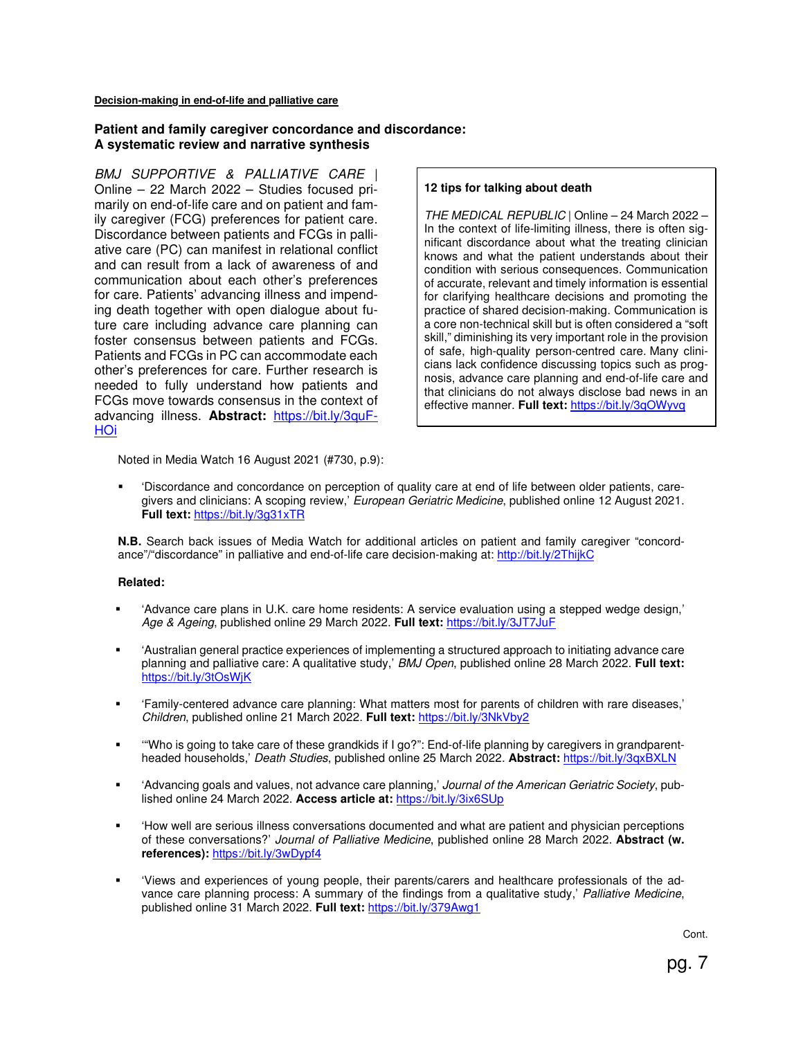**Decision-making in end-of-life and palliative care**

**Patient and family caregiver concordance and discordance: A systematic review and narrative synthesis**

*BMJ SUPPORTIVE & PALLIATIVE CARE* | Online – 22 March 2022 – Studies focused primarily on end-of-life care and on patient and family caregiver (FCG) preferences for patient care. Discordance between patients and FCGs in palliative care (PC) can manifest in relational conflict and can result from a lack of awareness of and communication about each other's preferences for care. Patients' advancing illness and impending death together with open dialogue about future care including advance care planning can foster consensus between patients and FCGs. Patients and FCGs in PC can accommodate each other's preferences for care. Further research is needed to fully understand how patients and FCGs move towards consensus in the context of advancing illness. **Abstract:** https://bit.ly/3quF-HOi

**12 tips for talking about death**

*THE MEDICAL REPUBLIC* | Online – 24 March 2022 – In the context of life-limiting illness, there is often significant discordance about what the treating clinician knows and what the patient understands about their condition with serious consequences. Communication of accurate, relevant and timely information is essential for clarifying healthcare decisions and promoting the practice of shared decision-making. Communication is a core non-technical skill but is often considered a "soft skill," diminishing its very important role in the provision of safe, high-quality person-centred care. Many clinicians lack confidence discussing topics such as prognosis, advance care planning and end-of-life care and that clinicians do not always disclose bad news in an effective manner. **Full text:** https://bit.ly/3qOWyvq

Noted in Media Watch 16 August 2021 (#730, p.9):

- 'Discordance and concordance on perception of quality care at end of life between older patients, caregivers and clinicians: A scoping review,' *European Geriatric Medicine*, published online 12 August 2021. **Full text:** https://bit.ly/3g31xTR

**N.B.** Search back issues of Media Watch for additional articles on patient and family caregiver "concordance"/"discordance" in palliative and end-of-life care decision-making at: http://bit.ly/2ThijkC

**Related:**

- 'Advance care plans in U.K. care home residents: A service evaluation using a stepped wedge design,' *Age & Ageing*, published online 29 March 2022. **Full text:** https://bit.ly/3JT7JuF
- 'Australian general practice experiences of implementing a structured approach to initiating advance care planning and palliative care: A qualitative study,' *BMJ Open*, published online 28 March 2022. **Full text:** https://bit.ly/3tOsWjK
- 'Family-centered advance care planning: What matters most for parents of children with rare diseases,' *Children*, published online 21 March 2022. **Full text:** https://bit.ly/3NkVby2
- '"Who is going to take care of these grandkids if I go?": End-of-life planning by caregivers in grandparent-headed households,' *Death Studies*, published online 25 March 2022. **Abstract:** https://bit.ly/3qxBXLN
- 'Advancing goals and values, not advance care planning,' *Journal of the American Geriatric Society*, published online 24 March 2022. **Access article at:** https://bit.ly/3ix6SUp
- 'How well are serious illness conversations documented and what are patient and physician perceptions of these conversations?' *Journal of Palliative Medicine*, published online 28 March 2022. **Abstract (w. references):** https://bit.ly/3wDypf4
- 'Views and experiences of young people, their parents/carers and healthcare professionals of the advance care planning process: A summary of the findings from a qualitative study,' *Palliative Medicine*, published online 31 March 2022. **Full text:** https://bit.ly/379Awg1

Cont.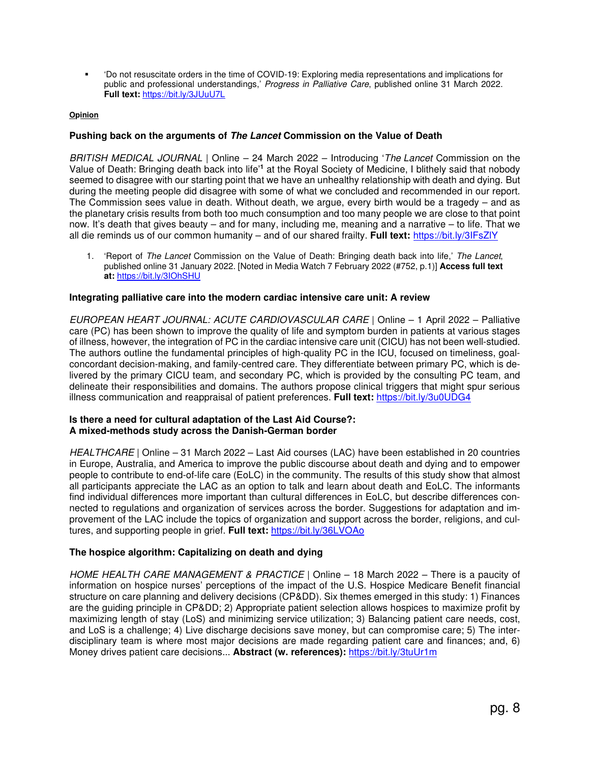- 'Do not resuscitate orders in the time of COVID-19: Exploring media representations and implications for public and professional understandings,' *Progress in Palliative Care*, published online 31 March 2022. **Full text:** https://bit.ly/3JUuU7L

**Opinion**

### Pushing back on the arguments of *The Lancet* Commission on the Value of Death

*BRITISH MEDICAL JOURNAL* | Online – 24 March 2022 – Introducing '*The Lancet* Commission on the Value of Death: Bringing death back into life'[1] at the Royal Society of Medicine, I blithely said that nobody seemed to disagree with our starting point that we have an unhealthy relationship with death and dying. But during the meeting people did disagree with some of what we concluded and recommended in our report. The Commission sees value in death. Without death, we argue, every birth would be a tragedy – and as the planetary crisis results from both too much consumption and too many people we are close to that point now. It's death that gives beauty – and for many, including me, meaning and a narrative – to life. That we all die reminds us of our common humanity – and of our shared frailty. **Full text:** https://bit.ly/3IFsZlY

1. 'Report of *The Lancet* Commission on the Value of Death: Bringing death back into life,' *The Lancet*, published online 31 January 2022. [Noted in Media Watch 7 February 2022 (#752, p.1)] **Access full text at:** https://bit.ly/3IOhSHU

### Integrating palliative care into the modern cardiac intensive care unit: A review

*EUROPEAN HEART JOURNAL: ACUTE CARDIOVASCULAR CARE* | Online – 1 April 2022 – Palliative care (PC) has been shown to improve the quality of life and symptom burden in patients at various stages of illness, however, the integration of PC in the cardiac intensive care unit (CICU) has not been well-studied. The authors outline the fundamental principles of high-quality PC in the ICU, focused on timeliness, goal-concordant decision-making, and family-centred care. They differentiate between primary PC, which is delivered by the primary CICU team, and secondary PC, which is provided by the consulting PC team, and delineate their responsibilities and domains. The authors propose clinical triggers that might spur serious illness communication and reappraisal of patient preferences. **Full text:** https://bit.ly/3u0UDG4

### Is there a need for cultural adaptation of the Last Aid Course?: A mixed-methods study across the Danish-German border

*HEALTHCARE* | Online – 31 March 2022 – Last Aid courses (LAC) have been established in 20 countries in Europe, Australia, and America to improve the public discourse about death and dying and to empower people to contribute to end-of-life care (EoLC) in the community. The results of this study show that almost all participants appreciate the LAC as an option to talk and learn about death and EoLC. The informants find individual differences more important than cultural differences in EoLC, but describe differences connected to regulations and organization of services across the border. Suggestions for adaptation and improvement of the LAC include the topics of organization and support across the border, religions, and cultures, and supporting people in grief. **Full text:** https://bit.ly/36LVOAo

### The hospice algorithm: Capitalizing on death and dying

*HOME HEALTH CARE MANAGEMENT & PRACTICE* | Online – 18 March 2022 – There is a paucity of information on hospice nurses' perceptions of the impact of the U.S. Hospice Medicare Benefit financial structure on care planning and delivery decisions (CP&DD). Six themes emerged in this study: 1) Finances are the guiding principle in CP&DD; 2) Appropriate patient selection allows hospices to maximize profit by maximizing length of stay (LoS) and minimizing service utilization; 3) Balancing patient care needs, cost, and LoS is a challenge; 4) Live discharge decisions save money, but can compromise care; 5) The interdisciplinary team is where most major decisions are made regarding patient care and finances; and, 6) Money drives patient care decisions... **Abstract (w. references):** https://bit.ly/3tuUr1m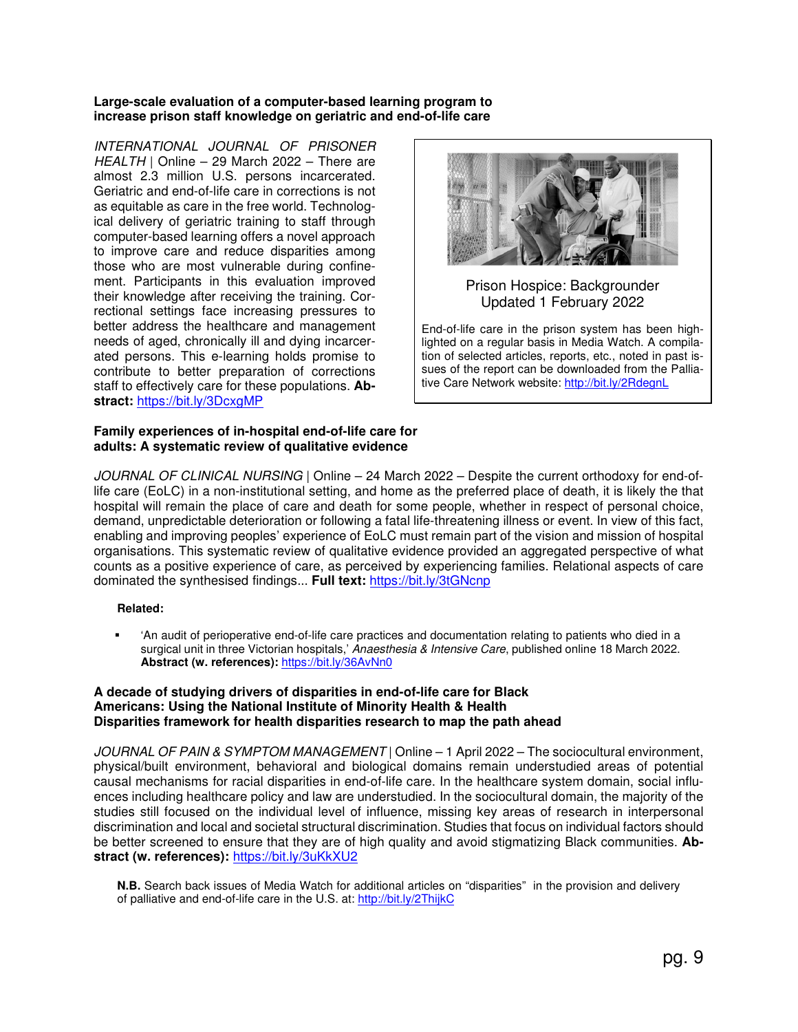**Large-scale evaluation of a computer-based learning program to increase prison staff knowledge on geriatric and end-of-life care**

*INTERNATIONAL JOURNAL OF PRISONER HEALTH* | Online – 29 March 2022 – There are almost 2.3 million U.S. persons incarcerated. Geriatric and end-of-life care in corrections is not as equitable as care in the free world. Technological delivery of geriatric training to staff through computer-based learning offers a novel approach to improve care and reduce disparities among those who are most vulnerable during confinement. Participants in this evaluation improved their knowledge after receiving the training. Correctional settings face increasing pressures to better address the healthcare and management needs of aged, chronically ill and dying incarcerated persons. This e-learning holds promise to contribute to better preparation of corrections staff to effectively care for these populations. **Abstract:** https://bit.ly/3DcxgMP

Prison Hospice: Backgrounder
Updated 1 February 2022

End-of-life care in the prison system has been highlighted on a regular basis in Media Watch. A compilation of selected articles, reports, etc., noted in past issues of the report can be downloaded from the Palliative Care Network website: http://bit.ly/2RdegnL

**Family experiences of in-hospital end-of-life care for adults: A systematic review of qualitative evidence**

*JOURNAL OF CLINICAL NURSING* | Online – 24 March 2022 – Despite the current orthodoxy for end-of-life care (EoLC) in a non-institutional setting, and home as the preferred place of death, it is likely the that hospital will remain the place of care and death for some people, whether in respect of personal choice, demand, unpredictable deterioration or following a fatal life-threatening illness or event. In view of this fact, enabling and improving peoples' experience of EoLC must remain part of the vision and mission of hospital organisations. This systematic review of qualitative evidence provided an aggregated perspective of what counts as a positive experience of care, as perceived by experiencing families. Relational aspects of care dominated the synthesised findings... **Full text:** https://bit.ly/3tGNcnp

**Related:**

- 'An audit of perioperative end-of-life care practices and documentation relating to patients who died in a surgical unit in three Victorian hospitals,' *Anaesthesia & Intensive Care*, published online 18 March 2022. **Abstract (w. references):** https://bit.ly/36AvNn0

**A decade of studying drivers of disparities in end-of-life care for Black Americans: Using the National Institute of Minority Health & Health Disparities framework for health disparities research to map the path ahead**

*JOURNAL OF PAIN & SYMPTOM MANAGEMENT* | Online – 1 April 2022 – The sociocultural environment, physical/built environment, behavioral and biological domains remain understudied areas of potential causal mechanisms for racial disparities in end-of-life care. In the healthcare system domain, social influences including healthcare policy and law are understudied. In the sociocultural domain, the majority of the studies still focused on the individual level of influence, missing key areas of research in interpersonal discrimination and local and societal structural discrimination. Studies that focus on individual factors should be better screened to ensure that they are of high quality and avoid stigmatizing Black communities. **Abstract (w. references):** https://bit.ly/3uKkXU2

**N.B.** Search back issues of Media Watch for additional articles on "disparities" in the provision and delivery of palliative and end-of-life care in the U.S. at: http://bit.ly/2ThijkC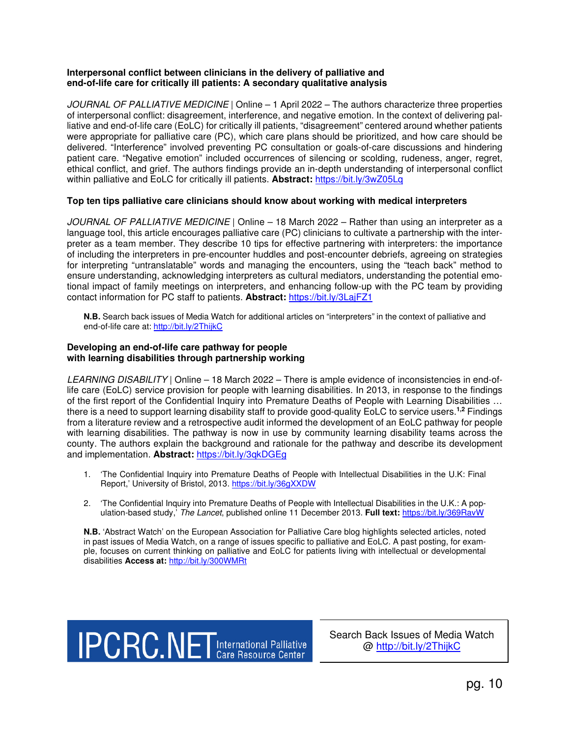**Interpersonal conflict between clinicians in the delivery of palliative and end-of-life care for critically ill patients: A secondary qualitative analysis**

*JOURNAL OF PALLIATIVE MEDICINE* | Online – 1 April 2022 – The authors characterize three properties of interpersonal conflict: disagreement, interference, and negative emotion. In the context of delivering palliative and end-of-life care (EoLC) for critically ill patients, "disagreement" centered around whether patients were appropriate for palliative care (PC), which care plans should be prioritized, and how care should be delivered. "Interference" involved preventing PC consultation or goals-of-care discussions and hindering patient care. "Negative emotion" included occurrences of silencing or scolding, rudeness, anger, regret, ethical conflict, and grief. The authors findings provide an in-depth understanding of interpersonal conflict within palliative and EoLC for critically ill patients. **Abstract:** https://bit.ly/3wZ05Lq

**Top ten tips palliative care clinicians should know about working with medical interpreters**

*JOURNAL OF PALLIATIVE MEDICINE* | Online – 18 March 2022 – Rather than using an interpreter as a language tool, this article encourages palliative care (PC) clinicians to cultivate a partnership with the interpreter as a team member. They describe 10 tips for effective partnering with interpreters: the importance of including the interpreters in pre-encounter huddles and post-encounter debriefs, agreeing on strategies for interpreting "untranslatable" words and managing the encounters, using the "teach back" method to ensure understanding, acknowledging interpreters as cultural mediators, understanding the potential emotional impact of family meetings on interpreters, and enhancing follow-up with the PC team by providing contact information for PC staff to patients. **Abstract:** https://bit.ly/3LajFZ1

**N.B.** Search back issues of Media Watch for additional articles on "interpreters" in the context of palliative and end-of-life care at: http://bit.ly/2ThijkC

**Developing an end-of-life care pathway for people with learning disabilities through partnership working**

*LEARNING DISABILITY* | Online – 18 March 2022 – There is ample evidence of inconsistencies in end-of-life care (EoLC) service provision for people with learning disabilities. In 2013, in response to the findings of the first report of the Confidential Inquiry into Premature Deaths of People with Learning Disabilities … there is a need to support learning disability staff to provide good-quality EoLC to service users.[1,2] Findings from a literature review and a retrospective audit informed the development of an EoLC pathway for people with learning disabilities. The pathway is now in use by community learning disability teams across the county. The authors explain the background and rationale for the pathway and describe its development and implementation. **Abstract:** https://bit.ly/3qkDGEg

1. 'The Confidential Inquiry into Premature Deaths of People with Intellectual Disabilities in the U.K: Final Report,' University of Bristol, 2013. https://bit.ly/36gXXDW

2. 'The Confidential Inquiry into Premature Deaths of People with Intellectual Disabilities in the U.K.: A population-based study,' *The Lancet*, published online 11 December 2013. **Full text:** https://bit.ly/369RavW

**N.B.** 'Abstract Watch' on the European Association for Palliative Care blog highlights selected articles, noted in past issues of Media Watch, on a range of issues specific to palliative and EoLC. A past posting, for example, focuses on current thinking on palliative and EoLC for patients living with intellectual or developmental disabilities **Access at:** http://bit.ly/300WMRt

IPCRC.NET International Palliative Care Resource Center

Search Back Issues of Media Watch @ http://bit.ly/2ThijkC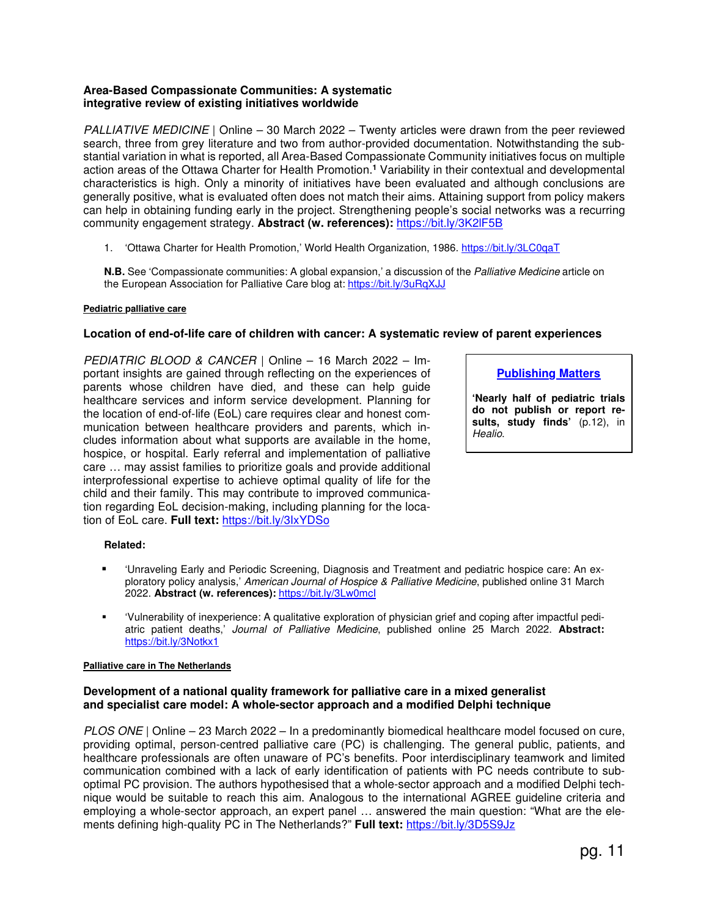**Area-Based Compassionate Communities: A systematic integrative review of existing initiatives worldwide**

*PALLIATIVE MEDICINE* | Online – 30 March 2022 – Twenty articles were drawn from the peer reviewed search, three from grey literature and two from author-provided documentation. Notwithstanding the substantial variation in what is reported, all Area-Based Compassionate Community initiatives focus on multiple action areas of the Ottawa Charter for Health Promotion.[1] Variability in their contextual and developmental characteristics is high. Only a minority of initiatives have been evaluated and although conclusions are generally positive, what is evaluated often does not match their aims. Attaining support from policy makers can help in obtaining funding early in the project. Strengthening people's social networks was a recurring community engagement strategy. **Abstract (w. references):** https://bit.ly/3K2lF5B

1. 'Ottawa Charter for Health Promotion,' World Health Organization, 1986. https://bit.ly/3LC0qaT

**N.B.** See 'Compassionate communities: A global expansion,' a discussion of the *Palliative Medicine* article on the European Association for Palliative Care blog at: https://bit.ly/3uRqXJJ

**Pediatric palliative care**

**Location of end-of-life care of children with cancer: A systematic review of parent experiences**

*PEDIATRIC BLOOD & CANCER* | Online – 16 March 2022 – Important insights are gained through reflecting on the experiences of parents whose children have died, and these can help guide healthcare services and inform service development. Planning for the location of end-of-life (EoL) care requires clear and honest communication between healthcare providers and parents, which includes information about what supports are available in the home, hospice, or hospital. Early referral and implementation of palliative care … may assist families to prioritize goals and provide additional interprofessional expertise to achieve optimal quality of life for the child and their family. This may contribute to improved communication regarding EoL decision-making, including planning for the location of EoL care. **Full text:** https://bit.ly/3IxYDSo

**Publishing Matters**

**'Nearly half of pediatric trials do not publish or report results, study finds'** (p.12), in *Healio*.

**Related:**

- 'Unraveling Early and Periodic Screening, Diagnosis and Treatment and pediatric hospice care: An exploratory policy analysis,' *American Journal of Hospice & Palliative Medicine*, published online 31 March 2022. **Abstract (w. references):** https://bit.ly/3Lw0mcI
- 'Vulnerability of inexperience: A qualitative exploration of physician grief and coping after impactful pediatric patient deaths,' *Journal of Palliative Medicine*, published online 25 March 2022. **Abstract:** https://bit.ly/3Notkx1

**Palliative care in The Netherlands**

**Development of a national quality framework for palliative care in a mixed generalist and specialist care model: A whole-sector approach and a modified Delphi technique**

*PLOS ONE* | Online – 23 March 2022 – In a predominantly biomedical healthcare model focused on cure, providing optimal, person-centred palliative care (PC) is challenging. The general public, patients, and healthcare professionals are often unaware of PC's benefits. Poor interdisciplinary teamwork and limited communication combined with a lack of early identification of patients with PC needs contribute to suboptimal PC provision. The authors hypothesised that a whole-sector approach and a modified Delphi technique would be suitable to reach this aim. Analogous to the international AGREE guideline criteria and employing a whole-sector approach, an expert panel … answered the main question: "What are the elements defining high-quality PC in The Netherlands?" **Full text:** https://bit.ly/3D5S9Jz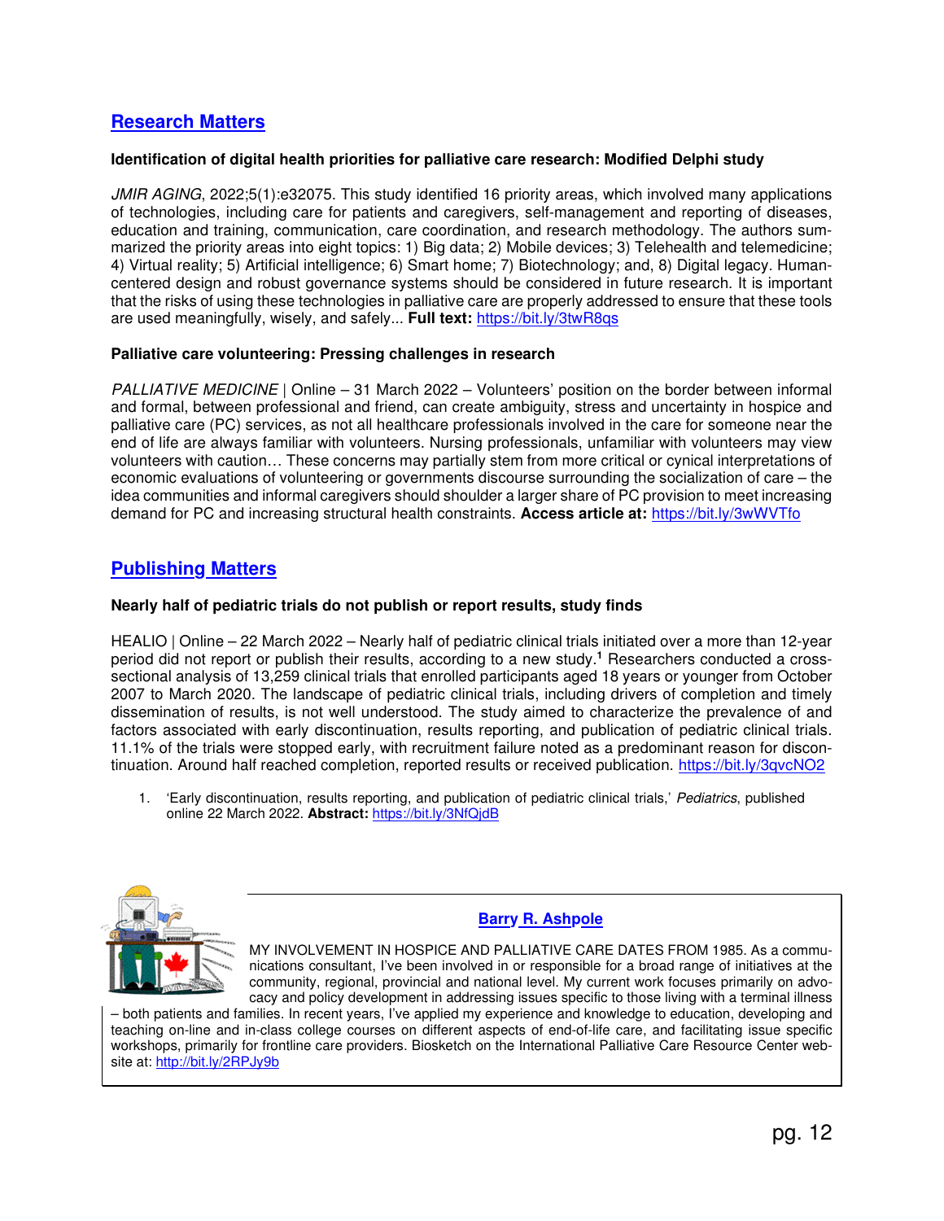## Research Matters

**Identification of digital health priorities for palliative care research: Modified Delphi study**

*JMIR AGING*, 2022;5(1):e32075. This study identified 16 priority areas, which involved many applications of technologies, including care for patients and caregivers, self-management and reporting of diseases, education and training, communication, care coordination, and research methodology. The authors summarized the priority areas into eight topics: 1) Big data; 2) Mobile devices; 3) Telehealth and telemedicine; 4) Virtual reality; 5) Artificial intelligence; 6) Smart home; 7) Biotechnology; and, 8) Digital legacy. Human-centered design and robust governance systems should be considered in future research. It is important that the risks of using these technologies in palliative care are properly addressed to ensure that these tools are used meaningfully, wisely, and safely... **Full text:** https://bit.ly/3twR8qs

**Palliative care volunteering: Pressing challenges in research**

*PALLIATIVE MEDICINE* | Online – 31 March 2022 – Volunteers' position on the border between informal and formal, between professional and friend, can create ambiguity, stress and uncertainty in hospice and palliative care (PC) services, as not all healthcare professionals involved in the care for someone near the end of life are always familiar with volunteers. Nursing professionals, unfamiliar with volunteers may view volunteers with caution… These concerns may partially stem from more critical or cynical interpretations of economic evaluations of volunteering or governments discourse surrounding the socialization of care – the idea communities and informal caregivers should shoulder a larger share of PC provision to meet increasing demand for PC and increasing structural health constraints. **Access article at:** https://bit.ly/3wWVTfo

## Publishing Matters

**Nearly half of pediatric trials do not publish or report results, study finds**

HEALIO | Online – 22 March 2022 – Nearly half of pediatric clinical trials initiated over a more than 12-year period did not report or publish their results, according to a new study.[1] Researchers conducted a cross-sectional analysis of 13,259 clinical trials that enrolled participants aged 18 years or younger from October 2007 to March 2020. The landscape of pediatric clinical trials, including drivers of completion and timely dissemination of results, is not well understood. The study aimed to characterize the prevalence of and factors associated with early discontinuation, results reporting, and publication of pediatric clinical trials. 11.1% of the trials were stopped early, with recruitment failure noted as a predominant reason for discontinuation. Around half reached completion, reported results or received publication. https://bit.ly/3qvcNO2

1. 'Early discontinuation, results reporting, and publication of pediatric clinical trials,' *Pediatrics*, published online 22 March 2022. **Abstract:** https://bit.ly/3NfQjdB

**Barry R. Ashpole**

MY INVOLVEMENT IN HOSPICE AND PALLIATIVE CARE DATES FROM 1985. As a communications consultant, I've been involved in or responsible for a broad range of initiatives at the community, regional, provincial and national level. My current work focuses primarily on advocacy and policy development in addressing issues specific to those living with a terminal illness – both patients and families. In recent years, I've applied my experience and knowledge to education, developing and teaching on-line and in-class college courses on different aspects of end-of-life care, and facilitating issue specific workshops, primarily for frontline care providers. Biosketch on the International Palliative Care Resource Center website at: http://bit.ly/2RPJy9b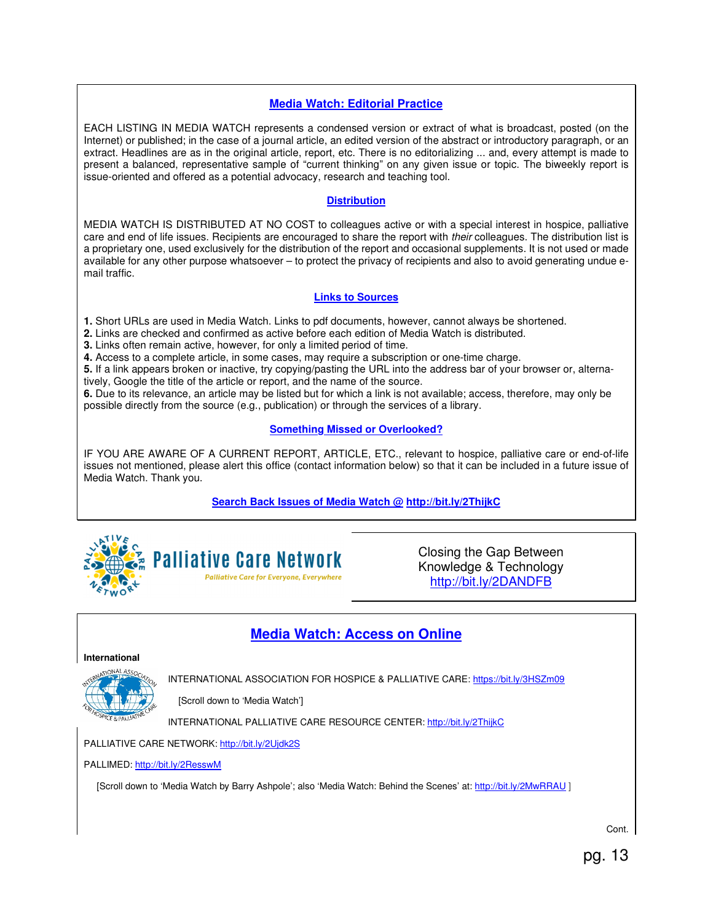## Media Watch: Editorial Practice

EACH LISTING IN MEDIA WATCH represents a condensed version or extract of what is broadcast, posted (on the Internet) or published; in the case of a journal article, an edited version of the abstract or introductory paragraph, or an extract. Headlines are as in the original article, report, etc. There is no editorializing ... and, every attempt is made to present a balanced, representative sample of "current thinking" on any given issue or topic. The biweekly report is issue-oriented and offered as a potential advocacy, research and teaching tool.

## Distribution

MEDIA WATCH IS DISTRIBUTED AT NO COST to colleagues active or with a special interest in hospice, palliative care and end of life issues. Recipients are encouraged to share the report with *their* colleagues. The distribution list is a proprietary one, used exclusively for the distribution of the report and occasional supplements. It is not used or made available for any other purpose whatsoever – to protect the privacy of recipients and also to avoid generating undue e-mail traffic.

## Links to Sources

**1.** Short URLs are used in Media Watch. Links to pdf documents, however, cannot always be shortened.
**2.** Links are checked and confirmed as active before each edition of Media Watch is distributed.
**3.** Links often remain active, however, for only a limited period of time.
**4.** Access to a complete article, in some cases, may require a subscription or one-time charge.
**5.** If a link appears broken or inactive, try copying/pasting the URL into the address bar of your browser or, alternatively, Google the title of the article or report, and the name of the source.
**6.** Due to its relevance, an article may be listed but for which a link is not available; access, therefore, may only be possible directly from the source (e.g., publication) or through the services of a library.

## Something Missed or Overlooked?

IF YOU ARE AWARE OF A CURRENT REPORT, ARTICLE, ETC., relevant to hospice, palliative care or end-of-life issues not mentioned, please alert this office (contact information below) so that it can be included in a future issue of Media Watch. Thank you.

**Search Back Issues of Media Watch @ http://bit.ly/2ThijkC**

Palliative Care Network
*Palliative Care for Everyone, Everywhere*

Closing the Gap Between Knowledge & Technology
http://bit.ly/2DANDFB

## Media Watch: Access on Online

**International**

INTERNATIONAL ASSOCIATION FOR HOSPICE & PALLIATIVE CARE: https://bit.ly/3HSZm09

[Scroll down to 'Media Watch']

INTERNATIONAL PALLIATIVE CARE RESOURCE CENTER: http://bit.ly/2ThijkC

PALLIATIVE CARE NETWORK: http://bit.ly/2Ujdk2S

PALLIMED: http://bit.ly/2ResswM

[Scroll down to 'Media Watch by Barry Ashpole'; also 'Media Watch: Behind the Scenes' at: http://bit.ly/2MwRRAU ]

Cont.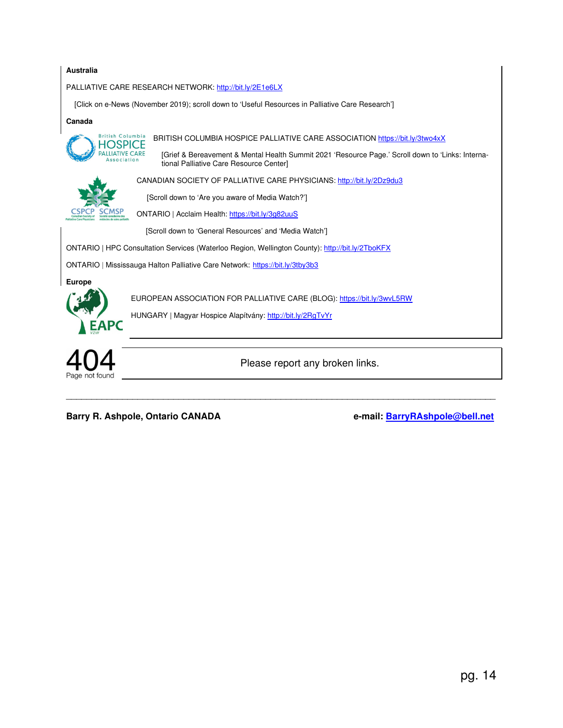**Australia**

PALLIATIVE CARE RESEARCH NETWORK: http://bit.ly/2E1e6LX

[Click on e-News (November 2019); scroll down to 'Useful Resources in Palliative Care Research']

**Canada**

BRITISH COLUMBIA HOSPICE PALLIATIVE CARE ASSOCIATION https://bit.ly/3two4xX

[Grief & Bereavement & Mental Health Summit 2021 'Resource Page.' Scroll down to 'Links: International Palliative Care Resource Center]

CANADIAN SOCIETY OF PALLIATIVE CARE PHYSICIANS: http://bit.ly/2Dz9du3

[Scroll down to 'Are you aware of Media Watch?']

ONTARIO | Acclaim Health: https://bit.ly/3g82uuS

[Scroll down to 'General Resources' and 'Media Watch']

ONTARIO | HPC Consultation Services (Waterloo Region, Wellington County): http://bit.ly/2TboKFX

ONTARIO | Mississauga Halton Palliative Care Network: https://bit.ly/3tby3b3

**Europe**

EUROPEAN ASSOCIATION FOR PALLIATIVE CARE (BLOG): https://bit.ly/3wvL5RW

HUNGARY | Magyar Hospice Alapítvány: http://bit.ly/2RgTvYr

404
Page not found

Please report any broken links.

---

**Barry R. Ashpole, Ontario CANADA** **e-mail: BarryRAshpole@bell.net**